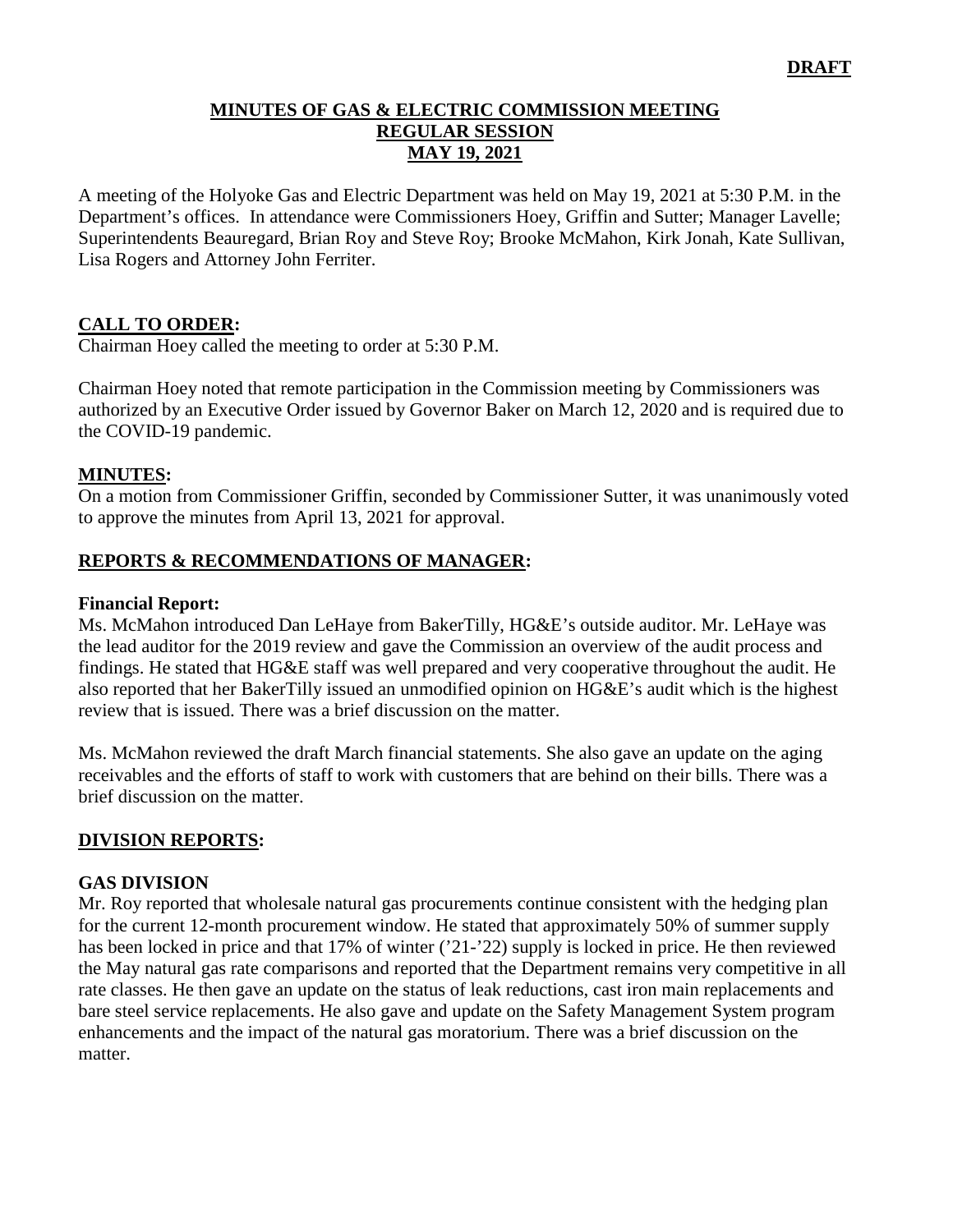**DRAFT**

# MINUTES OF GAS & ELECTRIC COMMISSION MEETING
## REGULAR SESSION
## MAY 19, 2021

A meeting of the Holyoke Gas and Electric Department was held on May 19, 2021 at 5:30 P.M. in the Department's offices. In attendance were Commissioners Hoey, Griffin and Sutter; Manager Lavelle; Superintendents Beauregard, Brian Roy and Steve Roy; Brooke McMahon, Kirk Jonah, Kate Sullivan, Lisa Rogers and Attorney John Ferriter.

## CALL TO ORDER:

Chairman Hoey called the meeting to order at 5:30 P.M.

Chairman Hoey noted that remote participation in the Commission meeting by Commissioners was authorized by an Executive Order issued by Governor Baker on March 12, 2020 and is required due to the COVID-19 pandemic.

## MINUTES:

On a motion from Commissioner Griffin, seconded by Commissioner Sutter, it was unanimously voted to approve the minutes from April 13, 2021 for approval.

## REPORTS & RECOMMENDATIONS OF MANAGER:

### Financial Report:

Ms. McMahon introduced Dan LeHaye from BakerTilly, HG&E's outside auditor. Mr. LeHaye was the lead auditor for the 2019 review and gave the Commission an overview of the audit process and findings. He stated that HG&E staff was well prepared and very cooperative throughout the audit. He also reported that her BakerTilly issued an unmodified opinion on HG&E's audit which is the highest review that is issued. There was a brief discussion on the matter.

Ms. McMahon reviewed the draft March financial statements. She also gave an update on the aging receivables and the efforts of staff to work with customers that are behind on their bills. There was a brief discussion on the matter.

## DIVISION REPORTS:

### GAS DIVISION

Mr. Roy reported that wholesale natural gas procurements continue consistent with the hedging plan for the current 12-month procurement window. He stated that approximately 50% of summer supply has been locked in price and that 17% of winter ('21-'22) supply is locked in price. He then reviewed the May natural gas rate comparisons and reported that the Department remains very competitive in all rate classes. He then gave an update on the status of leak reductions, cast iron main replacements and bare steel service replacements. He also gave and update on the Safety Management System program enhancements and the impact of the natural gas moratorium. There was a brief discussion on the matter.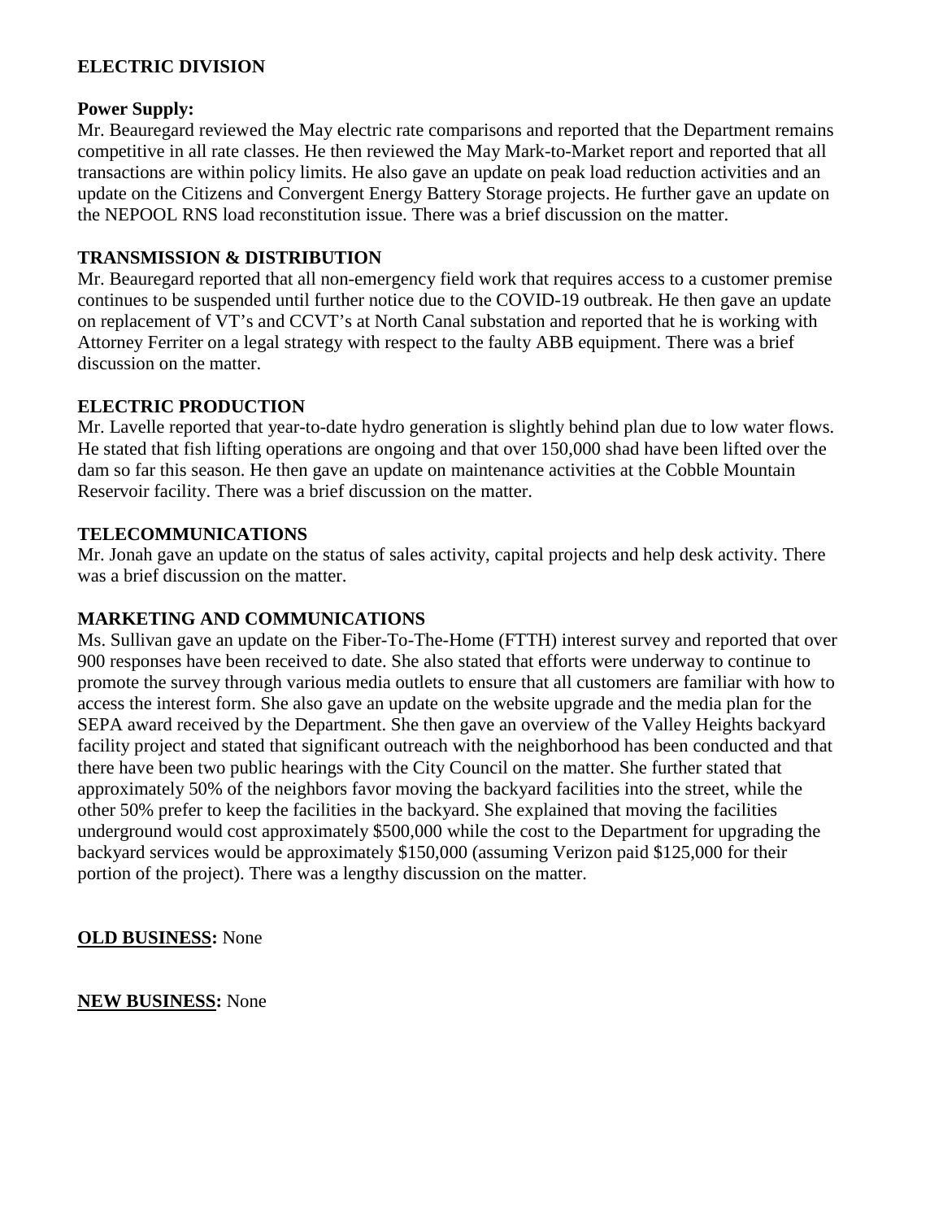## ELECTRIC DIVISION

**Power Supply:**
Mr. Beauregard reviewed the May electric rate comparisons and reported that the Department remains competitive in all rate classes. He then reviewed the May Mark-to-Market report and reported that all transactions are within policy limits. He also gave an update on peak load reduction activities and an update on the Citizens and Convergent Energy Battery Storage projects. He further gave an update on the NEPOOL RNS load reconstitution issue. There was a brief discussion on the matter.

### TRANSMISSION & DISTRIBUTION

Mr. Beauregard reported that all non-emergency field work that requires access to a customer premise continues to be suspended until further notice due to the COVID-19 outbreak. He then gave an update on replacement of VT's and CCVT's at North Canal substation and reported that he is working with Attorney Ferriter on a legal strategy with respect to the faulty ABB equipment. There was a brief discussion on the matter.

### ELECTRIC PRODUCTION

Mr. Lavelle reported that year-to-date hydro generation is slightly behind plan due to low water flows. He stated that fish lifting operations are ongoing and that over 150,000 shad have been lifted over the dam so far this season. He then gave an update on maintenance activities at the Cobble Mountain Reservoir facility. There was a brief discussion on the matter.

### TELECOMMUNICATIONS

Mr. Jonah gave an update on the status of sales activity, capital projects and help desk activity. There was a brief discussion on the matter.

### MARKETING AND COMMUNICATIONS

Ms. Sullivan gave an update on the Fiber-To-The-Home (FTTH) interest survey and reported that over 900 responses have been received to date. She also stated that efforts were underway to continue to promote the survey through various media outlets to ensure that all customers are familiar with how to access the interest form. She also gave an update on the website upgrade and the media plan for the SEPA award received by the Department. She then gave an overview of the Valley Heights backyard facility project and stated that significant outreach with the neighborhood has been conducted and that there have been two public hearings with the City Council on the matter. She further stated that approximately 50% of the neighbors favor moving the backyard facilities into the street, while the other 50% prefer to keep the facilities in the backyard. She explained that moving the facilities underground would cost approximately $500,000 while the cost to the Department for upgrading the backyard services would be approximately $150,000 (assuming Verizon paid $125,000 for their portion of the project). There was a lengthy discussion on the matter.

**OLD BUSINESS:** None

**NEW BUSINESS:** None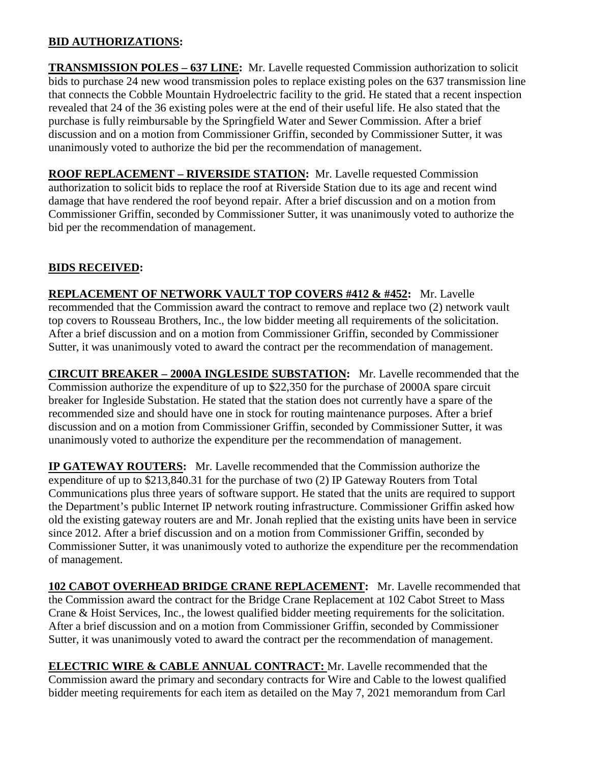**BID AUTHORIZATIONS:**

**TRANSMISSION POLES – 637 LINE:** Mr. Lavelle requested Commission authorization to solicit bids to purchase 24 new wood transmission poles to replace existing poles on the 637 transmission line that connects the Cobble Mountain Hydroelectric facility to the grid. He stated that a recent inspection revealed that 24 of the 36 existing poles were at the end of their useful life. He also stated that the purchase is fully reimbursable by the Springfield Water and Sewer Commission. After a brief discussion and on a motion from Commissioner Griffin, seconded by Commissioner Sutter, it was unanimously voted to authorize the bid per the recommendation of management.

**ROOF REPLACEMENT – RIVERSIDE STATION:** Mr. Lavelle requested Commission authorization to solicit bids to replace the roof at Riverside Station due to its age and recent wind damage that have rendered the roof beyond repair. After a brief discussion and on a motion from Commissioner Griffin, seconded by Commissioner Sutter, it was unanimously voted to authorize the bid per the recommendation of management.

**BIDS RECEIVED:**

**REPLACEMENT OF NETWORK VAULT TOP COVERS #412 & #452:** Mr. Lavelle recommended that the Commission award the contract to remove and replace two (2) network vault top covers to Rousseau Brothers, Inc., the low bidder meeting all requirements of the solicitation. After a brief discussion and on a motion from Commissioner Griffin, seconded by Commissioner Sutter, it was unanimously voted to award the contract per the recommendation of management.

**CIRCUIT BREAKER – 2000A INGLESIDE SUBSTATION:** Mr. Lavelle recommended that the Commission authorize the expenditure of up to $22,350 for the purchase of 2000A spare circuit breaker for Ingleside Substation. He stated that the station does not currently have a spare of the recommended size and should have one in stock for routing maintenance purposes. After a brief discussion and on a motion from Commissioner Griffin, seconded by Commissioner Sutter, it was unanimously voted to authorize the expenditure per the recommendation of management.

**IP GATEWAY ROUTERS:** Mr. Lavelle recommended that the Commission authorize the expenditure of up to $213,840.31 for the purchase of two (2) IP Gateway Routers from Total Communications plus three years of software support. He stated that the units are required to support the Department's public Internet IP network routing infrastructure. Commissioner Griffin asked how old the existing gateway routers are and Mr. Jonah replied that the existing units have been in service since 2012. After a brief discussion and on a motion from Commissioner Griffin, seconded by Commissioner Sutter, it was unanimously voted to authorize the expenditure per the recommendation of management.

**102 CABOT OVERHEAD BRIDGE CRANE REPLACEMENT:** Mr. Lavelle recommended that the Commission award the contract for the Bridge Crane Replacement at 102 Cabot Street to Mass Crane & Hoist Services, Inc., the lowest qualified bidder meeting requirements for the solicitation. After a brief discussion and on a motion from Commissioner Griffin, seconded by Commissioner Sutter, it was unanimously voted to award the contract per the recommendation of management.

**ELECTRIC WIRE & CABLE ANNUAL CONTRACT:** Mr. Lavelle recommended that the Commission award the primary and secondary contracts for Wire and Cable to the lowest qualified bidder meeting requirements for each item as detailed on the May 7, 2021 memorandum from Carl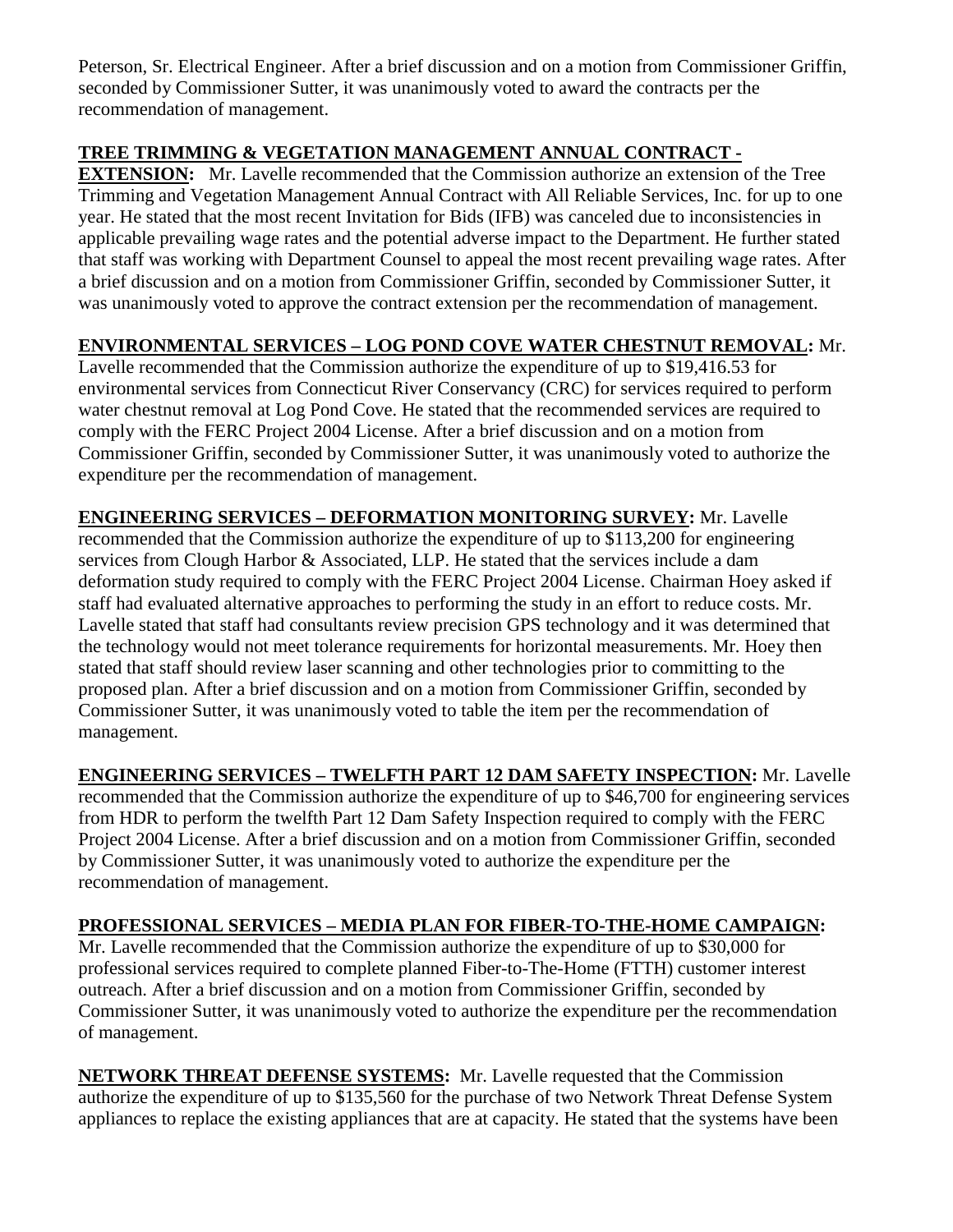Peterson, Sr. Electrical Engineer. After a brief discussion and on a motion from Commissioner Griffin, seconded by Commissioner Sutter, it was unanimously voted to award the contracts per the recommendation of management.

**TREE TRIMMING & VEGETATION MANAGEMENT ANNUAL CONTRACT - EXTENSION:** Mr. Lavelle recommended that the Commission authorize an extension of the Tree Trimming and Vegetation Management Annual Contract with All Reliable Services, Inc. for up to one year. He stated that the most recent Invitation for Bids (IFB) was canceled due to inconsistencies in applicable prevailing wage rates and the potential adverse impact to the Department. He further stated that staff was working with Department Counsel to appeal the most recent prevailing wage rates. After a brief discussion and on a motion from Commissioner Griffin, seconded by Commissioner Sutter, it was unanimously voted to approve the contract extension per the recommendation of management.

**ENVIRONMENTAL SERVICES – LOG POND COVE WATER CHESTNUT REMOVAL:** Mr. Lavelle recommended that the Commission authorize the expenditure of up to $19,416.53 for environmental services from Connecticut River Conservancy (CRC) for services required to perform water chestnut removal at Log Pond Cove. He stated that the recommended services are required to comply with the FERC Project 2004 License. After a brief discussion and on a motion from Commissioner Griffin, seconded by Commissioner Sutter, it was unanimously voted to authorize the expenditure per the recommendation of management.

**ENGINEERING SERVICES – DEFORMATION MONITORING SURVEY:** Mr. Lavelle recommended that the Commission authorize the expenditure of up to $113,200 for engineering services from Clough Harbor & Associated, LLP. He stated that the services include a dam deformation study required to comply with the FERC Project 2004 License. Chairman Hoey asked if staff had evaluated alternative approaches to performing the study in an effort to reduce costs. Mr. Lavelle stated that staff had consultants review precision GPS technology and it was determined that the technology would not meet tolerance requirements for horizontal measurements. Mr. Hoey then stated that staff should review laser scanning and other technologies prior to committing to the proposed plan. After a brief discussion and on a motion from Commissioner Griffin, seconded by Commissioner Sutter, it was unanimously voted to table the item per the recommendation of management.

**ENGINEERING SERVICES – TWELFTH PART 12 DAM SAFETY INSPECTION:** Mr. Lavelle recommended that the Commission authorize the expenditure of up to $46,700 for engineering services from HDR to perform the twelfth Part 12 Dam Safety Inspection required to comply with the FERC Project 2004 License. After a brief discussion and on a motion from Commissioner Griffin, seconded by Commissioner Sutter, it was unanimously voted to authorize the expenditure per the recommendation of management.

**PROFESSIONAL SERVICES – MEDIA PLAN FOR FIBER-TO-THE-HOME CAMPAIGN:** Mr. Lavelle recommended that the Commission authorize the expenditure of up to $30,000 for professional services required to complete planned Fiber-to-The-Home (FTTH) customer interest outreach. After a brief discussion and on a motion from Commissioner Griffin, seconded by Commissioner Sutter, it was unanimously voted to authorize the expenditure per the recommendation of management.

**NETWORK THREAT DEFENSE SYSTEMS:** Mr. Lavelle requested that the Commission authorize the expenditure of up to $135,560 for the purchase of two Network Threat Defense System appliances to replace the existing appliances that are at capacity. He stated that the systems have been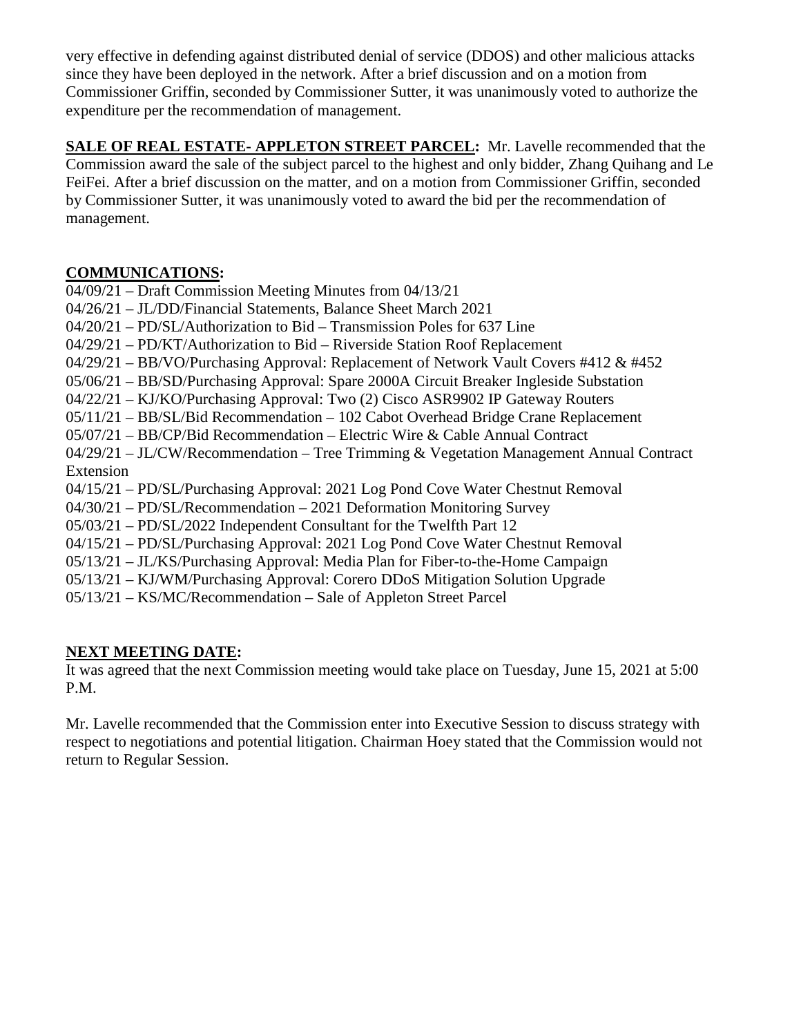very effective in defending against distributed denial of service (DDOS) and other malicious attacks since they have been deployed in the network. After a brief discussion and on a motion from Commissioner Griffin, seconded by Commissioner Sutter, it was unanimously voted to authorize the expenditure per the recommendation of management.

**SALE OF REAL ESTATE- APPLETON STREET PARCEL:** Mr. Lavelle recommended that the Commission award the sale of the subject parcel to the highest and only bidder, Zhang Quihang and Le FeiFei. After a brief discussion on the matter, and on a motion from Commissioner Griffin, seconded by Commissioner Sutter, it was unanimously voted to award the bid per the recommendation of management.

**COMMUNICATIONS:**

04/09/21 – Draft Commission Meeting Minutes from 04/13/21
04/26/21 – JL/DD/Financial Statements, Balance Sheet March 2021
04/20/21 – PD/SL/Authorization to Bid – Transmission Poles for 637 Line
04/29/21 – PD/KT/Authorization to Bid – Riverside Station Roof Replacement
04/29/21 – BB/VO/Purchasing Approval: Replacement of Network Vault Covers #412 & #452
05/06/21 – BB/SD/Purchasing Approval: Spare 2000A Circuit Breaker Ingleside Substation
04/22/21 – KJ/KO/Purchasing Approval: Two (2) Cisco ASR9902 IP Gateway Routers
05/11/21 – BB/SL/Bid Recommendation – 102 Cabot Overhead Bridge Crane Replacement
05/07/21 – BB/CP/Bid Recommendation – Electric Wire & Cable Annual Contract
04/29/21 – JL/CW/Recommendation – Tree Trimming & Vegetation Management Annual Contract Extension
04/15/21 – PD/SL/Purchasing Approval: 2021 Log Pond Cove Water Chestnut Removal
04/30/21 – PD/SL/Recommendation – 2021 Deformation Monitoring Survey
05/03/21 – PD/SL/2022 Independent Consultant for the Twelfth Part 12
04/15/21 – PD/SL/Purchasing Approval: 2021 Log Pond Cove Water Chestnut Removal
05/13/21 – JL/KS/Purchasing Approval: Media Plan for Fiber-to-the-Home Campaign
05/13/21 – KJ/WM/Purchasing Approval: Corero DDoS Mitigation Solution Upgrade
05/13/21 – KS/MC/Recommendation – Sale of Appleton Street Parcel

**NEXT MEETING DATE:**

It was agreed that the next Commission meeting would take place on Tuesday, June 15, 2021 at 5:00 P.M.

Mr. Lavelle recommended that the Commission enter into Executive Session to discuss strategy with respect to negotiations and potential litigation. Chairman Hoey stated that the Commission would not return to Regular Session.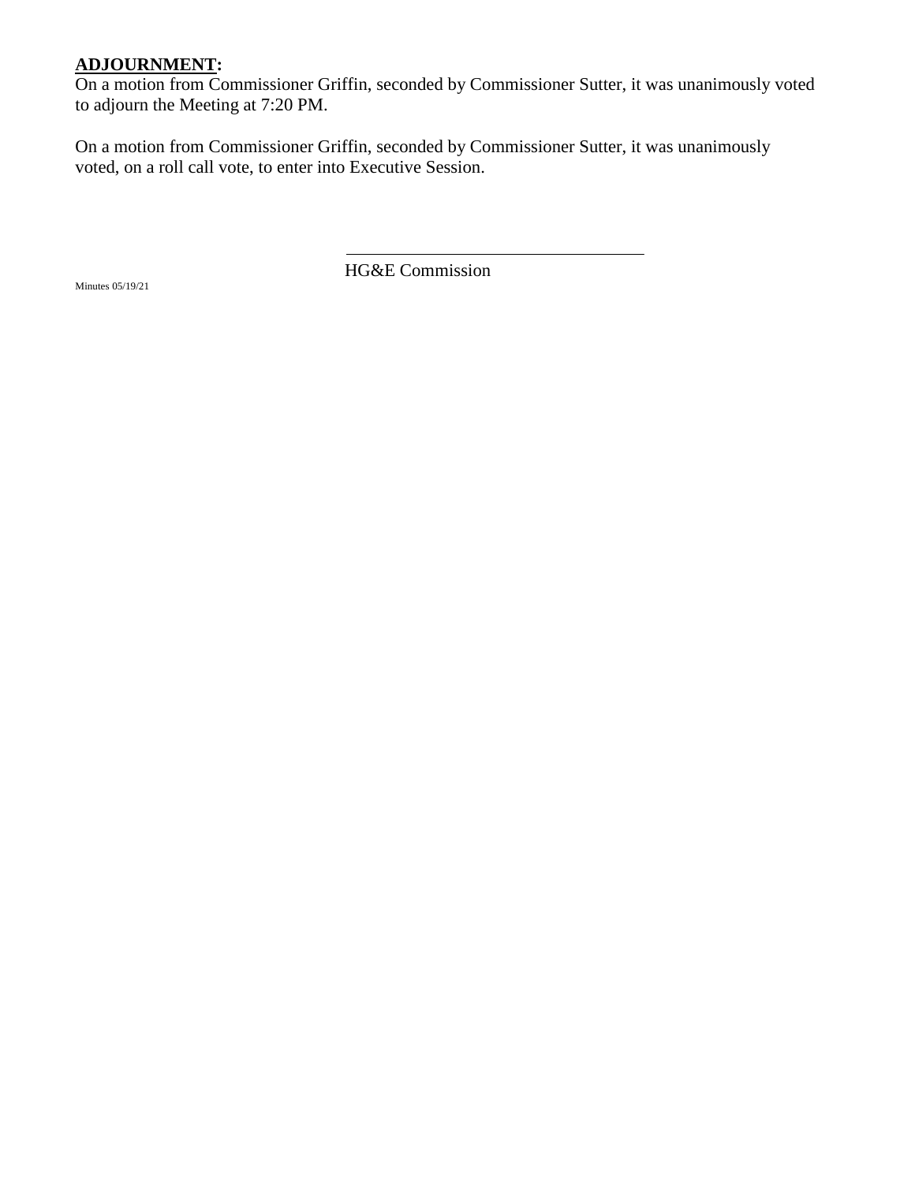**ADJOURNMENT:**

On a motion from Commissioner Griffin, seconded by Commissioner Sutter, it was unanimously voted to adjourn the Meeting at 7:20 PM.

On a motion from Commissioner Griffin, seconded by Commissioner Sutter, it was unanimously voted, on a roll call vote, to enter into Executive Session.

\_\_\_\_\_\_\_\_\_\_\_\_\_\_\_\_\_\_\_\_\_\_\_\_\_\_\_\_\_\_\_\_\_\_\_\_

HG&E Commission

Minutes 05/19/21